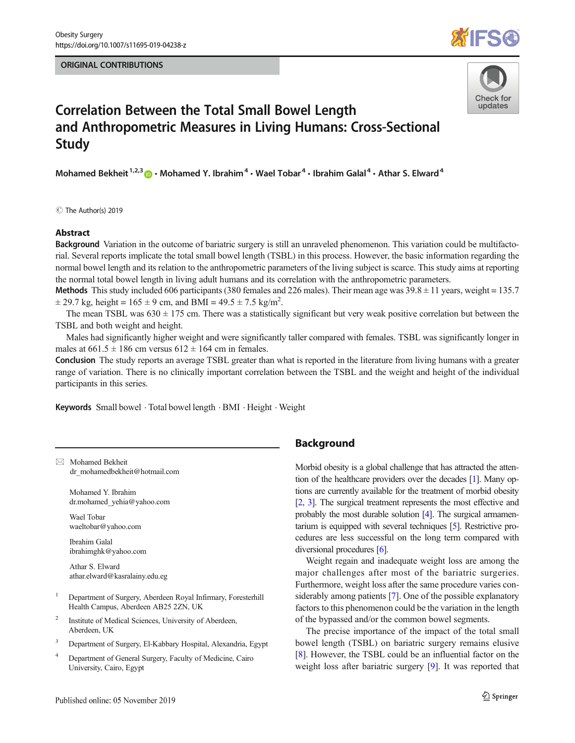ORIGINAL CONTRIBUTIONS

# Correlation Between the Total Small Bowel Length and Anthropometric Measures in Living Humans: Cross-Sectional Study

**Mohamed Bekheit** [1,2,3] **· Mohamed Y. Ibrahim** [4] **· Wael Tobar** [4] **· Ibrahim Galal** [4] **· Athar S. Elward** [4]

© The Author(s) 2019

## Abstract

**Background** Variation in the outcome of bariatric surgery is still an unraveled phenomenon. This variation could be multifactorial. Several reports implicate the total small bowel length (TSBL) in this process. However, the basic information regarding the normal bowel length and its relation to the anthropometric parameters of the living subject is scarce. This study aims at reporting the normal total bowel length in living adult humans and its correlation with the anthropometric parameters.

**Methods** This study included 606 participants (380 females and 226 males). Their mean age was 39.8 ± 11 years, weight = 135.7 ± 29.7 kg, height = 165 ± 9 cm, and BMI = 49.5 ± 7.5 kg/m$^2$.

The mean TSBL was 630 ± 175 cm. There was a statistically significant but very weak positive correlation but between the TSBL and both weight and height.

Males had significantly higher weight and were significantly taller compared with females. TSBL was significantly longer in males at 661.5 ± 186 cm versus 612 ± 164 cm in females.

**Conclusion** The study reports an average TSBL greater than what is reported in the literature from living humans with a greater range of variation. There is no clinically important correlation between the TSBL and the weight and height of the individual participants in this series.

**Keywords** Small bowel · Total bowel length · BMI · Height · Weight

## Background

Morbid obesity is a global challenge that has attracted the attention of the healthcare providers over the decades [1]. Many options are currently available for the treatment of morbid obesity [2, 3]. The surgical treatment represents the most effective and probably the most durable solution [4]. The surgical armamentarium is equipped with several techniques [5]. Restrictive procedures are less successful on the long term compared with diversional procedures [6].

Weight regain and inadequate weight loss are among the major challenges after most of the bariatric surgeries. Furthermore, weight loss after the same procedure varies considerably among patients [7]. One of the possible explanatory factors to this phenomenon could be the variation in the length of the bypassed and/or the common bowel segments.

The precise importance of the impact of the total small bowel length (TSBL) on bariatric surgery remains elusive [8]. However, the TSBL could be an influential factor on the weight loss after bariatric surgery [9]. It was reported that

---

✉ Mohamed Bekheit
dr_mohamedbekheit@hotmail.com

Mohamed Y. Ibrahim
dr.mohamed_yehia@yahoo.com

Wael Tobar
waeltobar@yahoo.com

Ibrahim Galal
ibrahimghk@yahoo.com

Athar S. Elward
athar.elward@kasralainy.edu.eg

[1] Department of Surgery, Aberdeen Royal Infirmary, Foresterhill Health Campus, Aberdeen AB25 2ZN, UK

[2] Institute of Medical Sciences, University of Aberdeen, Aberdeen, UK

[3] Department of Surgery, El-Kabbary Hospital, Alexandria, Egypt

[4] Department of General Surgery, Faculty of Medicine, Cairo University, Cairo, Egypt

Published online: 05 November 2019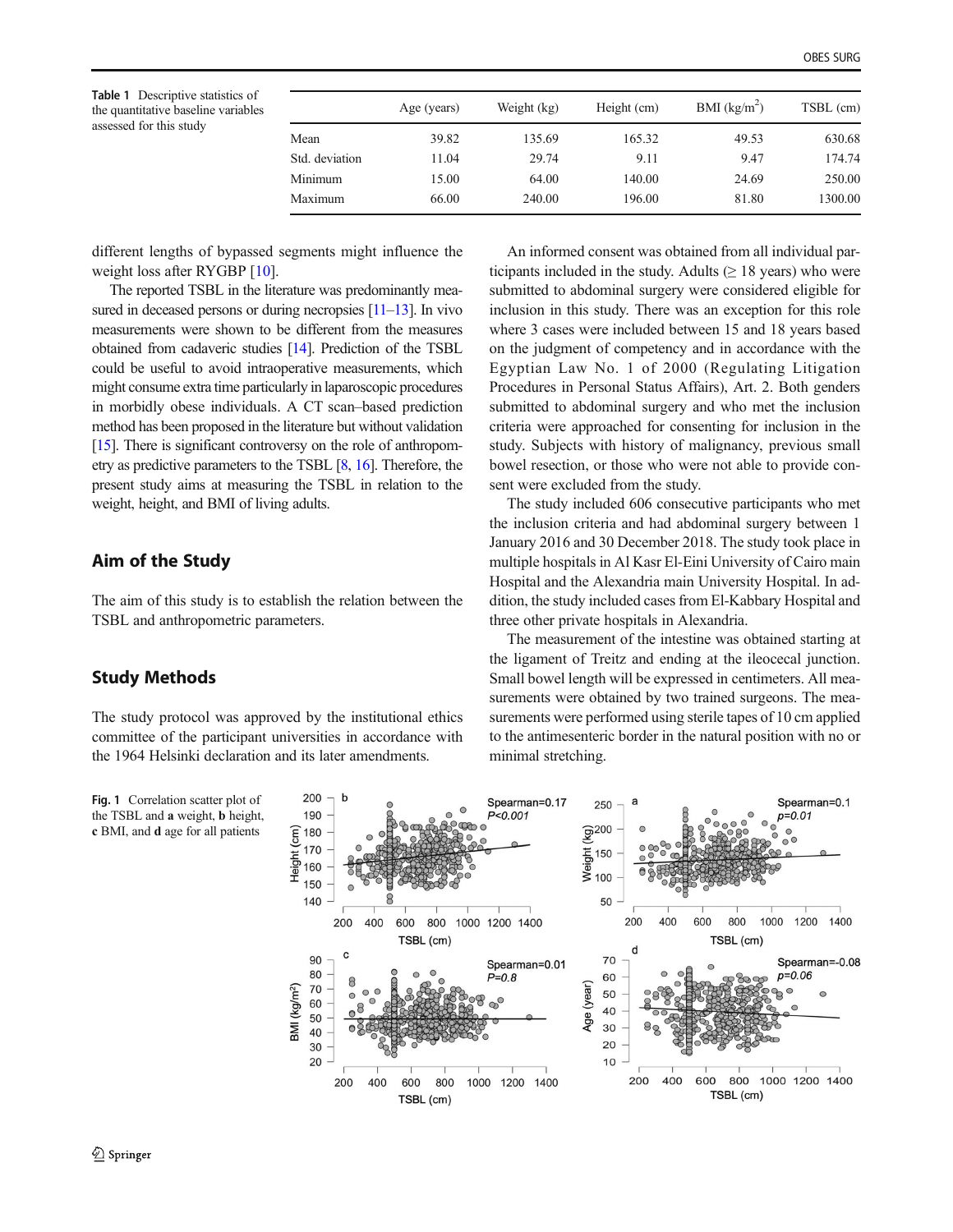**Table 1** Descriptive statistics of the quantitative baseline variables assessed for this study

| | Age (years) | Weight (kg) | Height (cm) | BMI (kg/m$^2$) | TSBL (cm) |
|---|---|---|---|---|---|
| Mean | 39.82 | 135.69 | 165.32 | 49.53 | 630.68 |
| Std. deviation | 11.04 | 29.74 | 9.11 | 9.47 | 174.74 |
| Minimum | 15.00 | 64.00 | 140.00 | 24.69 | 250.00 |
| Maximum | 66.00 | 240.00 | 196.00 | 81.80 | 1300.00 |

different lengths of bypassed segments might influence the weight loss after RYGBP [10].

The reported TSBL in the literature was predominantly measured in deceased persons or during necropsies [11–13]. In vivo measurements were shown to be different from the measures obtained from cadaveric studies [14]. Prediction of the TSBL could be useful to avoid intraoperative measurements, which might consume extra time particularly in laparoscopic procedures in morbidly obese individuals. A CT scan–based prediction method has been proposed in the literature but without validation [15]. There is significant controversy on the role of anthropometry as predictive parameters to the TSBL [8, 16]. Therefore, the present study aims at measuring the TSBL in relation to the weight, height, and BMI of living adults.

## Aim of the Study

The aim of this study is to establish the relation between the TSBL and anthropometric parameters.

## Study Methods

The study protocol was approved by the institutional ethics committee of the participant universities in accordance with the 1964 Helsinki declaration and its later amendments.

An informed consent was obtained from all individual participants included in the study. Adults (≥ 18 years) who were submitted to abdominal surgery were considered eligible for inclusion in this study. There was an exception for this role where 3 cases were included between 15 and 18 years based on the judgment of competency and in accordance with the Egyptian Law No. 1 of 2000 (Regulating Litigation Procedures in Personal Status Affairs), Art. 2. Both genders submitted to abdominal surgery and who met the inclusion criteria were approached for consenting for inclusion in the study. Subjects with history of malignancy, previous small bowel resection, or those who were not able to provide consent were excluded from the study.

The study included 606 consecutive participants who met the inclusion criteria and had abdominal surgery between 1 January 2016 and 30 December 2018. The study took place in multiple hospitals in Al Kasr El-Eini University of Cairo main Hospital and the Alexandria main University Hospital. In addition, the study included cases from El-Kabbary Hospital and three other private hospitals in Alexandria.

The measurement of the intestine was obtained starting at the ligament of Treitz and ending at the ileocecal junction. Small bowel length will be expressed in centimeters. All measurements were obtained by two trained surgeons. The measurements were performed using sterile tapes of 10 cm applied to the antimesenteric border in the natural position with no or minimal stretching.

**Fig. 1** Correlation scatter plot of the TSBL and **a** weight, **b** height, **c** BMI, and **d** age for all patients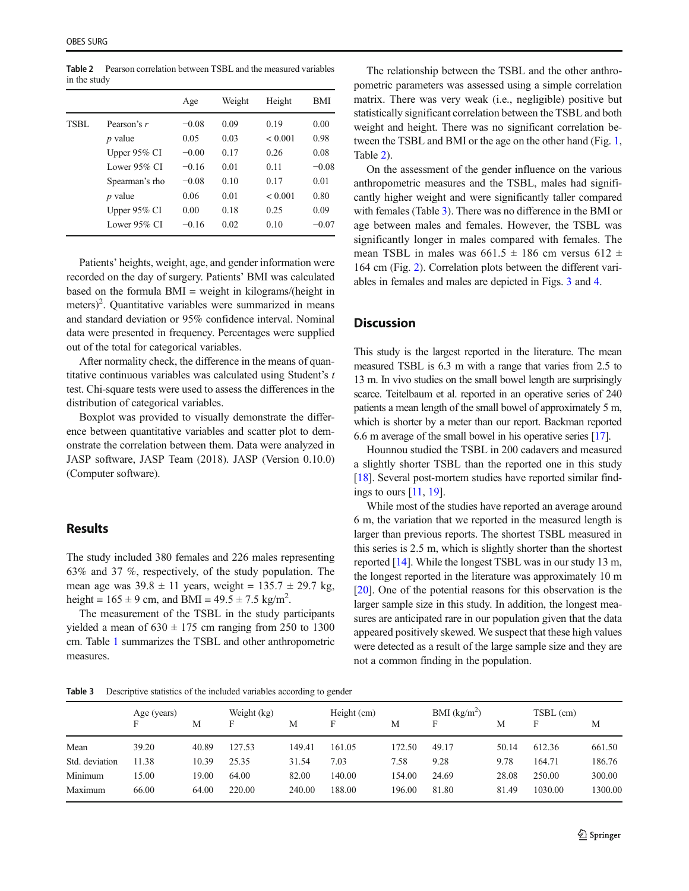**Table 2** Pearson correlation between TSBL and the measured variables in the study

| | | Age | Weight | Height | BMI |
|---|---|---|---|---|---|
| TSBL | Pearson's *r* | −0.08 | 0.09 | 0.19 | 0.00 |
| | *p* value | 0.05 | 0.03 | < 0.001 | 0.98 |
| | Upper 95% CI | −0.00 | 0.17 | 0.26 | 0.08 |
| | Lower 95% CI | −0.16 | 0.01 | 0.11 | −0.08 |
| | Spearman's rho | −0.08 | 0.10 | 0.17 | 0.01 |
| | *p* value | 0.06 | 0.01 | < 0.001 | 0.80 |
| | Upper 95% CI | 0.00 | 0.18 | 0.25 | 0.09 |
| | Lower 95% CI | −0.16 | 0.02 | 0.10 | −0.07 |

Patients' heights, weight, age, and gender information were recorded on the day of surgery. Patients' BMI was calculated based on the formula BMI = weight in kilograms/(height in meters)$^2$. Quantitative variables were summarized in means and standard deviation or 95% confidence interval. Nominal data were presented in frequency. Percentages were supplied out of the total for categorical variables.

After normality check, the difference in the means of quantitative continuous variables was calculated using Student's *t* test. Chi-square tests were used to assess the differences in the distribution of categorical variables.

Boxplot was provided to visually demonstrate the difference between quantitative variables and scatter plot to demonstrate the correlation between them. Data were analyzed in JASP software, JASP Team (2018). JASP (Version 0.10.0) (Computer software).

## Results

The study included 380 females and 226 males representing 63% and 37 %, respectively, of the study population. The mean age was 39.8 ± 11 years, weight = 135.7 ± 29.7 kg, height = 165 ± 9 cm, and BMI = 49.5 ± 7.5 kg/m$^2$.

The measurement of the TSBL in the study participants yielded a mean of 630 ± 175 cm ranging from 250 to 1300 cm. Table 1 summarizes the TSBL and other anthropometric measures.

The relationship between the TSBL and the other anthropometric parameters was assessed using a simple correlation matrix. There was very weak (i.e., negligible) positive but statistically significant correlation between the TSBL and both weight and height. There was no significant correlation between the TSBL and BMI or the age on the other hand (Fig. 1, Table 2).

On the assessment of the gender influence on the various anthropometric measures and the TSBL, males had significantly higher weight and were significantly taller compared with females (Table 3). There was no difference in the BMI or age between males and females. However, the TSBL was significantly longer in males compared with females. The mean TSBL in males was 661.5 ± 186 cm versus 612 ± 164 cm (Fig. 2). Correlation plots between the different variables in females and males are depicted in Figs. 3 and 4.

## Discussion

This study is the largest reported in the literature. The mean measured TSBL is 6.3 m with a range that varies from 2.5 to 13 m. In vivo studies on the small bowel length are surprisingly scarce. Teitelbaum et al. reported in an operative series of 240 patients a mean length of the small bowel of approximately 5 m, which is shorter by a meter than our report. Backman reported 6.6 m average of the small bowel in his operative series [17].

Hounnou studied the TSBL in 200 cadavers and measured a slightly shorter TSBL than the reported one in this study [18]. Several post-mortem studies have reported similar findings to ours [11, 19].

While most of the studies have reported an average around 6 m, the variation that we reported in the measured length is larger than previous reports. The shortest TSBL measured in this series is 2.5 m, which is slightly shorter than the shortest reported [14]. While the longest TSBL was in our study 13 m, the longest reported in the literature was approximately 10 m [20]. One of the potential reasons for this observation is the larger sample size in this study. In addition, the longest measures are anticipated rare in our population given that the data appeared positively skewed. We suspect that these high values were detected as a result of the large sample size and they are not a common finding in the population.

**Table 3** Descriptive statistics of the included variables according to gender

| | Age (years) | | Weight (kg) | | Height (cm) | | BMI (kg/m$^2$) | | TSBL (cm) | |
|---|---|---|---|---|---|---|---|---|---|---|
| | F | M | F | M | F | M | F | M | F | M |
| Mean | 39.20 | 40.89 | 127.53 | 149.41 | 161.05 | 172.50 | 49.17 | 50.14 | 612.36 | 661.50 |
| Std. deviation | 11.38 | 10.39 | 25.35 | 31.54 | 7.03 | 7.58 | 9.28 | 9.78 | 164.71 | 186.76 |
| Minimum | 15.00 | 19.00 | 64.00 | 82.00 | 140.00 | 154.00 | 24.69 | 28.08 | 250.00 | 300.00 |
| Maximum | 66.00 | 64.00 | 220.00 | 240.00 | 188.00 | 196.00 | 81.80 | 81.49 | 1030.00 | 1300.00 |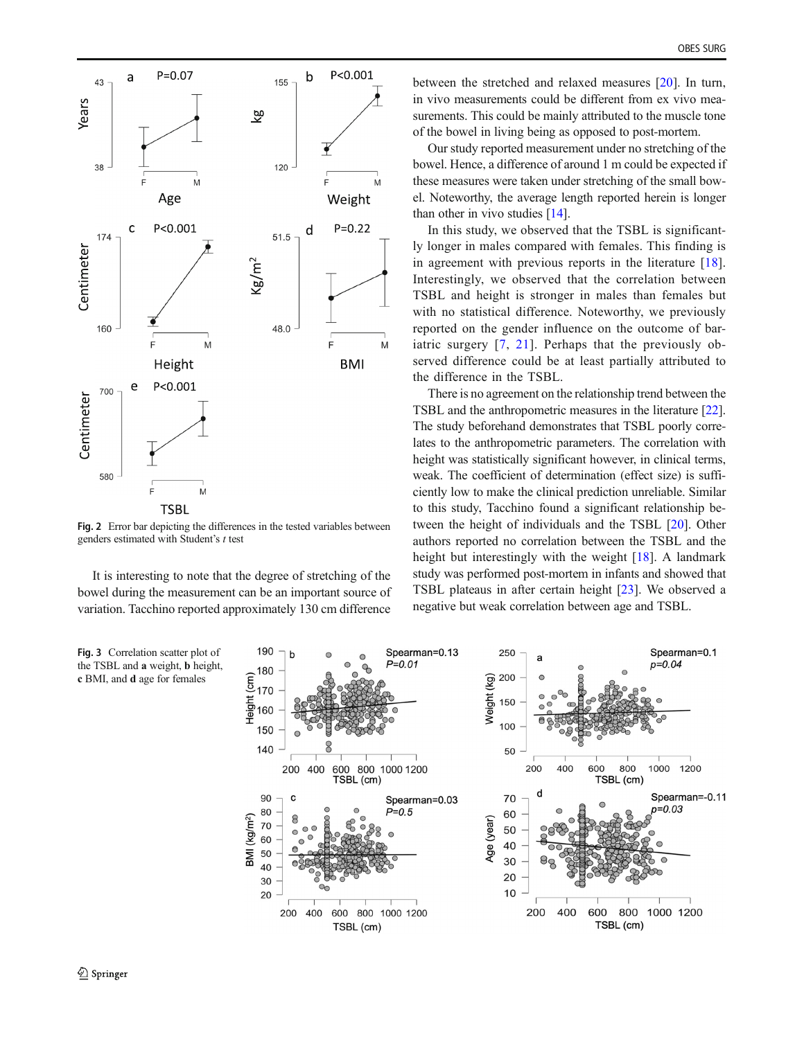Fig. 2 Error bar depicting the differences in the tested variables between genders estimated with Student's *t* test

It is interesting to note that the degree of stretching of the bowel during the measurement can be an important source of variation. Tacchino reported approximately 130 cm difference between the stretched and relaxed measures [20]. In turn, in vivo measurements could be different from ex vivo measurements. This could be mainly attributed to the muscle tone of the bowel in living being as opposed to post-mortem.

Our study reported measurement under no stretching of the bowel. Hence, a difference of around 1 m could be expected if these measures were taken under stretching of the small bowel. Noteworthy, the average length reported herein is longer than other in vivo studies [14].

In this study, we observed that the TSBL is significantly longer in males compared with females. This finding is in agreement with previous reports in the literature [18]. Interestingly, we observed that the correlation between TSBL and height is stronger in males than females but with no statistical difference. Noteworthy, we previously reported on the gender influence on the outcome of bariatric surgery [7, 21]. Perhaps that the previously observed difference could be at least partially attributed to the difference in the TSBL.

There is no agreement on the relationship trend between the TSBL and the anthropometric measures in the literature [22]. The study beforehand demonstrates that TSBL poorly correlates to the anthropometric parameters. The correlation with height was statistically significant however, in clinical terms, weak. The coefficient of determination (effect size) is sufficiently low to make the clinical prediction unreliable. Similar to this study, Tacchino found a significant relationship between the height of individuals and the TSBL [20]. Other authors reported no correlation between the TSBL and the height but interestingly with the weight [18]. A landmark study was performed post-mortem in infants and showed that TSBL plateaus in after certain height [23]. We observed a negative but weak correlation between age and TSBL.

Fig. 3 Correlation scatter plot of the TSBL and **a** weight, **b** height, **c** BMI, and **d** age for females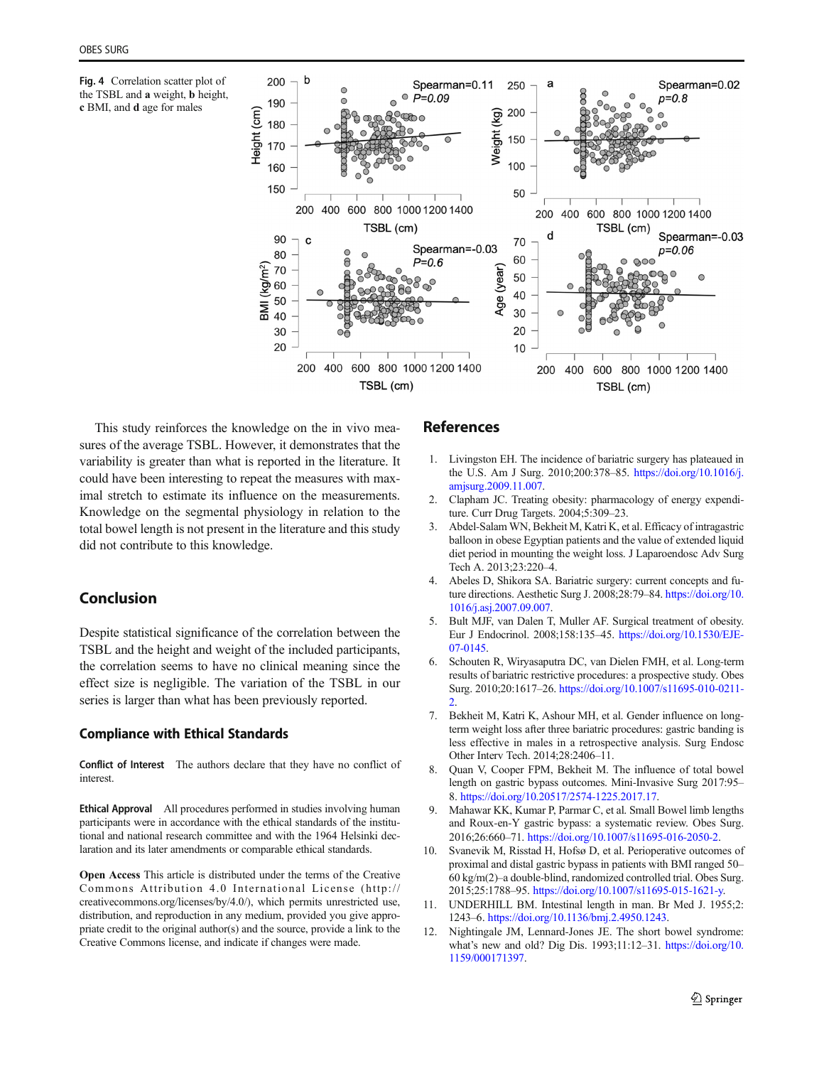Fig. 4 Correlation scatter plot of the TSBL and **a** weight, **b** height, **c** BMI, and **d** age for males

This study reinforces the knowledge on the in vivo measures of the average TSBL. However, it demonstrates that the variability is greater than what is reported in the literature. It could have been interesting to repeat the measures with maximal stretch to estimate its influence on the measurements. Knowledge on the segmental physiology in relation to the total bowel length is not present in the literature and this study did not contribute to this knowledge.

## Conclusion

Despite statistical significance of the correlation between the TSBL and the height and weight of the included participants, the correlation seems to have no clinical meaning since the effect size is negligible. The variation of the TSBL in our series is larger than what has been previously reported.

### Compliance with Ethical Standards

**Conflict of Interest** The authors declare that they have no conflict of interest.

**Ethical Approval** All procedures performed in studies involving human participants were in accordance with the ethical standards of the institutional and national research committee and with the 1964 Helsinki declaration and its later amendments or comparable ethical standards.

**Open Access** This article is distributed under the terms of the Creative Commons Attribution 4.0 International License (http://creativecommons.org/licenses/by/4.0/), which permits unrestricted use, distribution, and reproduction in any medium, provided you give appropriate credit to the original author(s) and the source, provide a link to the Creative Commons license, and indicate if changes were made.

## References

1. Livingston EH. The incidence of bariatric surgery has plateaued in the U.S. Am J Surg. 2010;200:378–85. https://doi.org/10.1016/j.amjsurg.2009.11.007.
2. Clapham JC. Treating obesity: pharmacology of energy expenditure. Curr Drug Targets. 2004;5:309–23.
3. Abdel-Salam WN, Bekheit M, Katri K, et al. Efficacy of intragastric balloon in obese Egyptian patients and the value of extended liquid diet period in mounting the weight loss. J Laparoendosc Adv Surg Tech A. 2013;23:220–4.
4. Abeles D, Shikora SA. Bariatric surgery: current concepts and future directions. Aesthetic Surg J. 2008;28:79–84. https://doi.org/10.1016/j.asj.2007.09.007.
5. Bult MJF, van Dalen T, Muller AF. Surgical treatment of obesity. Eur J Endocrinol. 2008;158:135–45. https://doi.org/10.1530/EJE-07-0145.
6. Schouten R, Wiryasaputra DC, van Dielen FMH, et al. Long-term results of bariatric restrictive procedures: a prospective study. Obes Surg. 2010;20:1617–26. https://doi.org/10.1007/s11695-010-0211-2.
7. Bekheit M, Katri K, Ashour MH, et al. Gender influence on long-term weight loss after three bariatric procedures: gastric banding is less effective in males in a retrospective analysis. Surg Endosc Other Interv Tech. 2014;28:2406–11.
8. Quan V, Cooper FPM, Bekheit M. The influence of total bowel length on gastric bypass outcomes. Mini-Invasive Surg 2017:95–8. https://doi.org/10.20517/2574-1225.2017.17.
9. Mahawar KK, Kumar P, Parmar C, et al. Small Bowel limb lengths and Roux-en-Y gastric bypass: a systematic review. Obes Surg. 2016;26:660–71. https://doi.org/10.1007/s11695-016-2050-2.
10. Svanevik M, Risstad H, Hofsø D, et al. Perioperative outcomes of proximal and distal gastric bypass in patients with BMI ranged 50–60 kg/m(2)–a double-blind, randomized controlled trial. Obes Surg. 2015;25:1788–95. https://doi.org/10.1007/s11695-015-1621-y.
11. UNDERHILL BM. Intestinal length in man. Br Med J. 1955;2:1243–6. https://doi.org/10.1136/bmj.2.4950.1243.
12. Nightingale JM, Lennard-Jones JE. The short bowel syndrome: what's new and old? Dig Dis. 1993;11:12–31. https://doi.org/10.1159/000171397.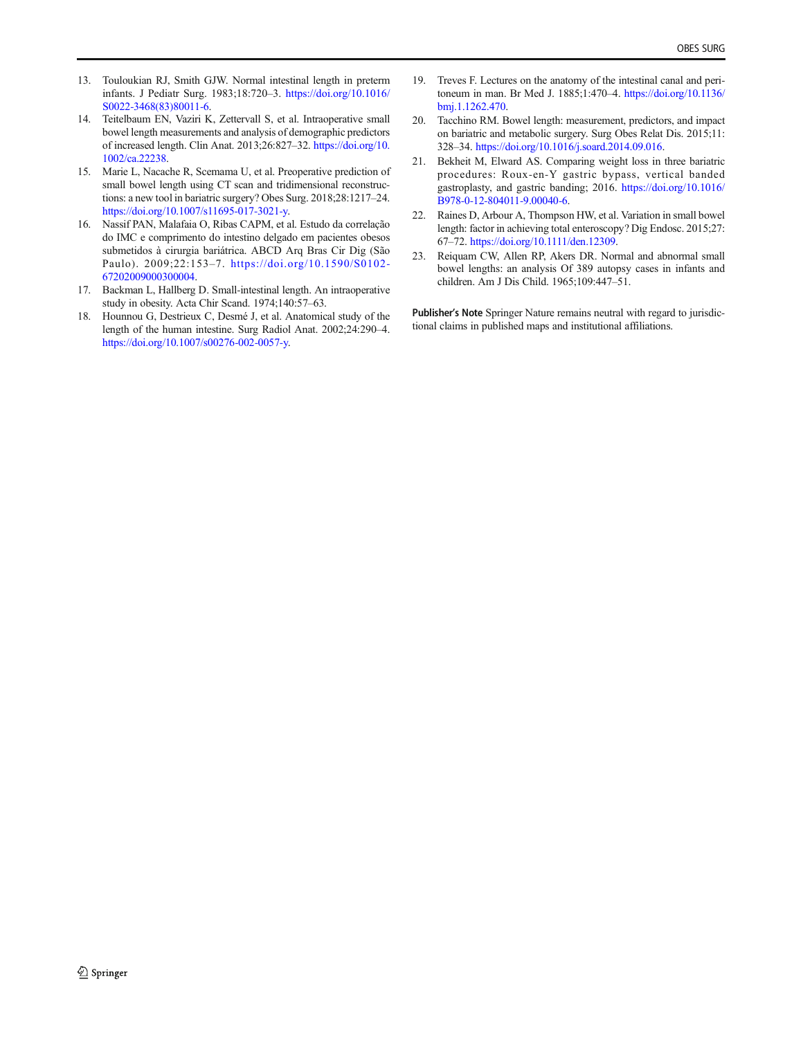13. Touloukian RJ, Smith GJW. Normal intestinal length in preterm infants. J Pediatr Surg. 1983;18:720–3. https://doi.org/10.1016/S0022-3468(83)80011-6.
14. Teitelbaum EN, Vaziri K, Zettervall S, et al. Intraoperative small bowel length measurements and analysis of demographic predictors of increased length. Clin Anat. 2013;26:827–32. https://doi.org/10.1002/ca.22238.
15. Marie L, Nacache R, Scemama U, et al. Preoperative prediction of small bowel length using CT scan and tridimensional reconstructions: a new tool in bariatric surgery? Obes Surg. 2018;28:1217–24. https://doi.org/10.1007/s11695-017-3021-y.
16. Nassif PAN, Malafaia O, Ribas CAPM, et al. Estudo da correlação do IMC e comprimento do intestino delgado em pacientes obesos submetidos à cirurgia bariátrica. ABCD Arq Bras Cir Dig (São Paulo). 2009;22:153–7. https://doi.org/10.1590/S0102-67202009000300004.
17. Backman L, Hallberg D. Small-intestinal length. An intraoperative study in obesity. Acta Chir Scand. 1974;140:57–63.
18. Hounnou G, Destrieux C, Desmé J, et al. Anatomical study of the length of the human intestine. Surg Radiol Anat. 2002;24:290–4. https://doi.org/10.1007/s00276-002-0057-y.
19. Treves F. Lectures on the anatomy of the intestinal canal and peritoneum in man. Br Med J. 1885;1:470–4. https://doi.org/10.1136/bmj.1.1262.470.
20. Tacchino RM. Bowel length: measurement, predictors, and impact on bariatric and metabolic surgery. Surg Obes Relat Dis. 2015;11:328–34. https://doi.org/10.1016/j.soard.2014.09.016.
21. Bekheit M, Elward AS. Comparing weight loss in three bariatric procedures: Roux-en-Y gastric bypass, vertical banded gastroplasty, and gastric banding; 2016. https://doi.org/10.1016/B978-0-12-804011-9.00040-6.
22. Raines D, Arbour A, Thompson HW, et al. Variation in small bowel length: factor in achieving total enteroscopy? Dig Endosc. 2015;27:67–72. https://doi.org/10.1111/den.12309.
23. Reiquam CW, Allen RP, Akers DR. Normal and abnormal small bowel lengths: an analysis Of 389 autopsy cases in infants and children. Am J Dis Child. 1965;109:447–51.

**Publisher's Note** Springer Nature remains neutral with regard to jurisdictional claims in published maps and institutional affiliations.